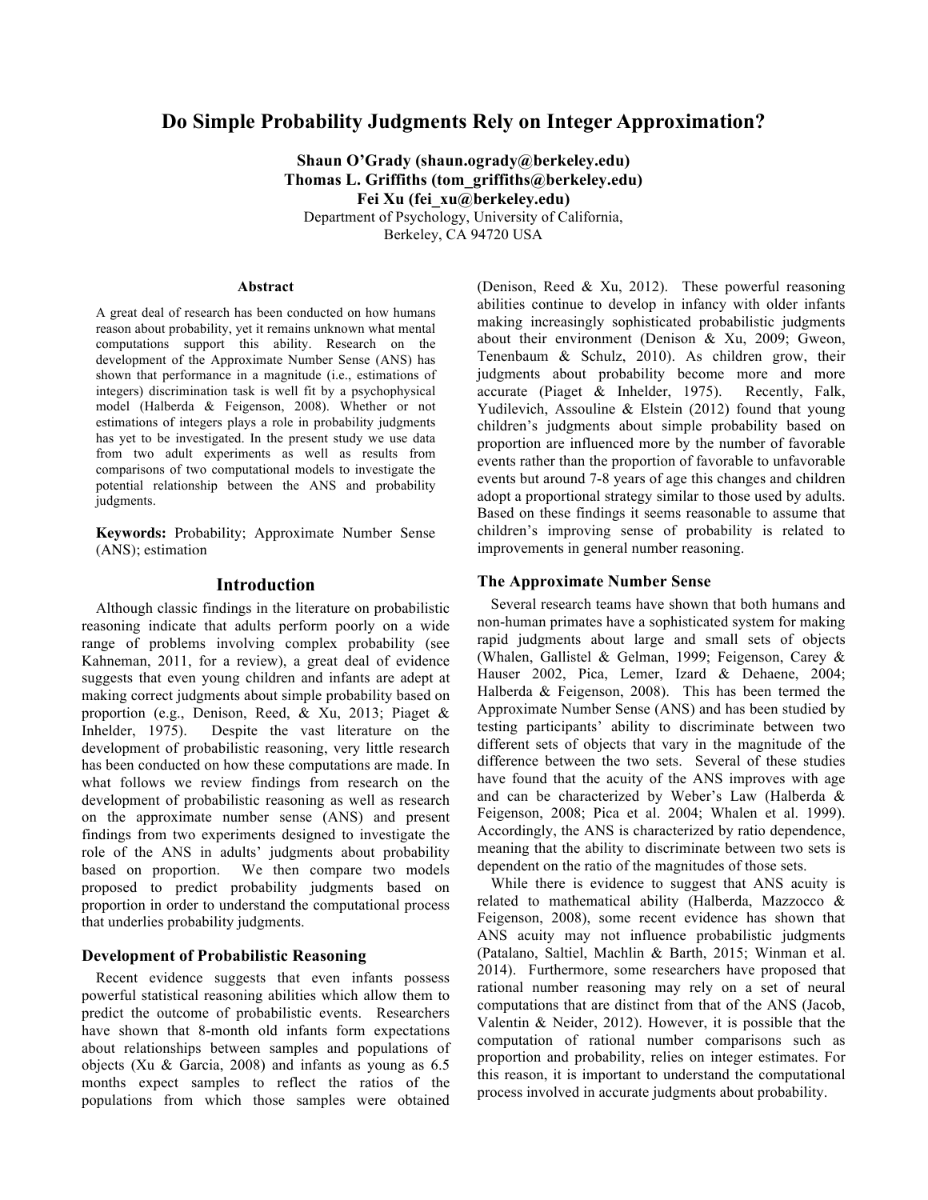# Do Simple Probability Judgments Rely on Integer Approximation?

**Shaun O'Grady (shaun.ogrady@berkeley.edu)**
**Thomas L. Griffiths (tom_griffiths@berkeley.edu)**
**Fei Xu (fei_xu@berkeley.edu)**
Department of Psychology, University of California,
Berkeley, CA 94720 USA

## Abstract

A great deal of research has been conducted on how humans reason about probability, yet it remains unknown what mental computations support this ability. Research on the development of the Approximate Number Sense (ANS) has shown that performance in a magnitude (i.e., estimations of integers) discrimination task is well fit by a psychophysical model (Halberda & Feigenson, 2008). Whether or not estimations of integers plays a role in probability judgments has yet to be investigated. In the present study we use data from two adult experiments as well as results from comparisons of two computational models to investigate the potential relationship between the ANS and probability judgments.

**Keywords:** Probability; Approximate Number Sense (ANS); estimation

## Introduction

Although classic findings in the literature on probabilistic reasoning indicate that adults perform poorly on a wide range of problems involving complex probability (see Kahneman, 2011, for a review), a great deal of evidence suggests that even young children and infants are adept at making correct judgments about simple probability based on proportion (e.g., Denison, Reed, & Xu, 2013; Piaget & Inhelder, 1975). Despite the vast literature on the development of probabilistic reasoning, very little research has been conducted on how these computations are made. In what follows we review findings from research on the development of probabilistic reasoning as well as research on the approximate number sense (ANS) and present findings from two experiments designed to investigate the role of the ANS in adults' judgments about probability based on proportion. We then compare two models proposed to predict probability judgments based on proportion in order to understand the computational process that underlies probability judgments.

### Development of Probabilistic Reasoning

Recent evidence suggests that even infants possess powerful statistical reasoning abilities which allow them to predict the outcome of probabilistic events. Researchers have shown that 8-month old infants form expectations about relationships between samples and populations of objects (Xu & Garcia, 2008) and infants as young as 6.5 months expect samples to reflect the ratios of the populations from which those samples were obtained (Denison, Reed & Xu, 2012). These powerful reasoning abilities continue to develop in infancy with older infants making increasingly sophisticated probabilistic judgments about their environment (Denison & Xu, 2009; Gweon, Tenenbaum & Schulz, 2010). As children grow, their judgments about probability become more and more accurate (Piaget & Inhelder, 1975). Recently, Falk, Yudilevich, Assouline & Elstein (2012) found that young children's judgments about simple probability based on proportion are influenced more by the number of favorable events rather than the proportion of favorable to unfavorable events but around 7-8 years of age this changes and children adopt a proportional strategy similar to those used by adults. Based on these findings it seems reasonable to assume that children's improving sense of probability is related to improvements in general number reasoning.

### The Approximate Number Sense

Several research teams have shown that both humans and non-human primates have a sophisticated system for making rapid judgments about large and small sets of objects (Whalen, Gallistel & Gelman, 1999; Feigenson, Carey & Hauser 2002, Pica, Lemer, Izard & Dehaene, 2004; Halberda & Feigenson, 2008). This has been termed the Approximate Number Sense (ANS) and has been studied by testing participants' ability to discriminate between two different sets of objects that vary in the magnitude of the difference between the two sets. Several of these studies have found that the acuity of the ANS improves with age and can be characterized by Weber's Law (Halberda & Feigenson, 2008; Pica et al. 2004; Whalen et al. 1999). Accordingly, the ANS is characterized by ratio dependence, meaning that the ability to discriminate between two sets is dependent on the ratio of the magnitudes of those sets.

While there is evidence to suggest that ANS acuity is related to mathematical ability (Halberda, Mazzocco & Feigenson, 2008), some recent evidence has shown that ANS acuity may not influence probabilistic judgments (Patalano, Saltiel, Machlin & Barth, 2015; Winman et al. 2014). Furthermore, some researchers have proposed that rational number reasoning may rely on a set of neural computations that are distinct from that of the ANS (Jacob, Valentin & Neider, 2012). However, it is possible that the computation of rational number comparisons such as proportion and probability, relies on integer estimates. For this reason, it is important to understand the computational process involved in accurate judgments about probability.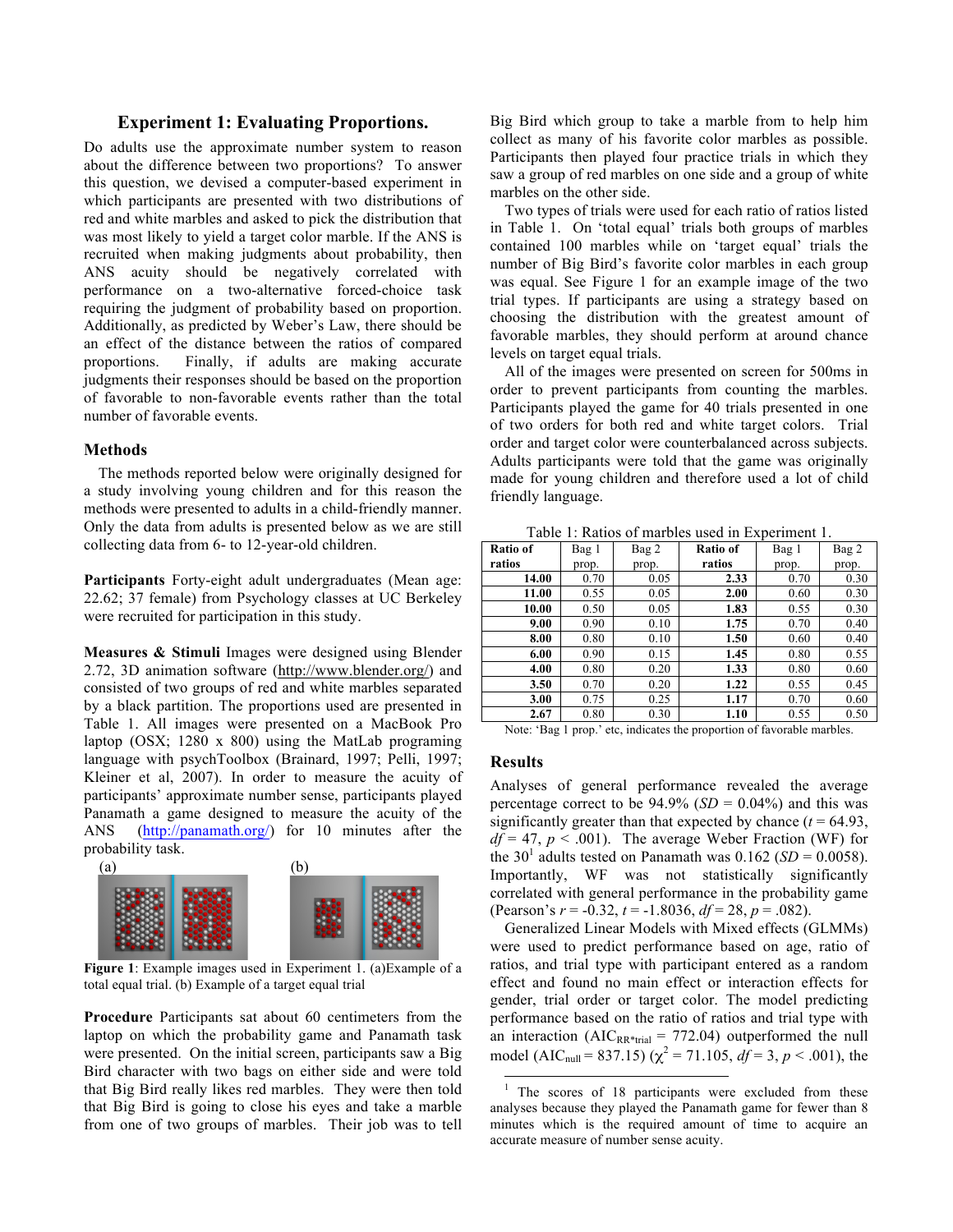## Experiment 1: Evaluating Proportions.

Do adults use the approximate number system to reason about the difference between two proportions? To answer this question, we devised a computer-based experiment in which participants are presented with two distributions of red and white marbles and asked to pick the distribution that was most likely to yield a target color marble. If the ANS is recruited when making judgments about probability, then ANS acuity should be negatively correlated with performance on a two-alternative forced-choice task requiring the judgment of probability based on proportion. Additionally, as predicted by Weber's Law, there should be an effect of the distance between the ratios of compared proportions. Finally, if adults are making accurate judgments their responses should be based on the proportion of favorable to non-favorable events rather than the total number of favorable events.

### Methods

The methods reported below were originally designed for a study involving young children and for this reason the methods were presented to adults in a child-friendly manner. Only the data from adults is presented below as we are still collecting data from 6- to 12-year-old children.

**Participants** Forty-eight adult undergraduates (Mean age: 22.62; 37 female) from Psychology classes at UC Berkeley were recruited for participation in this study.

**Measures & Stimuli** Images were designed using Blender 2.72, 3D animation software (http://www.blender.org/) and consisted of two groups of red and white marbles separated by a black partition. The proportions used are presented in Table 1. All images were presented on a MacBook Pro laptop (OSX; 1280 x 800) using the MatLab programing language with psychToolbox (Brainard, 1997; Pelli, 1997; Kleiner et al, 2007). In order to measure the acuity of participants' approximate number sense, participants played Panamath a game designed to measure the acuity of the ANS (http://panamath.org/) for 10 minutes after the probability task.

(a) (b)

**Figure 1**: Example images used in Experiment 1. (a)Example of a total equal trial. (b) Example of a target equal trial

**Procedure** Participants sat about 60 centimeters from the laptop on which the probability game and Panamath task were presented. On the initial screen, participants saw a Big Bird character with two bags on either side and were told that Big Bird really likes red marbles. They were then told that Big Bird is going to close his eyes and take a marble from one of two groups of marbles. Their job was to tell Big Bird which group to take a marble from to help him collect as many of his favorite color marbles as possible. Participants then played four practice trials in which they saw a group of red marbles on one side and a group of white marbles on the other side.

Two types of trials were used for each ratio of ratios listed in Table 1. On 'total equal' trials both groups of marbles contained 100 marbles while on 'target equal' trials the number of Big Bird's favorite color marbles in each group was equal. See Figure 1 for an example image of the two trial types. If participants are using a strategy based on choosing the distribution with the greatest amount of favorable marbles, they should perform at around chance levels on target equal trials.

All of the images were presented on screen for 500ms in order to prevent participants from counting the marbles. Participants played the game for 40 trials presented in one of two orders for both red and white target colors. Trial order and target color were counterbalanced across subjects. Adults participants were told that the game was originally made for young children and therefore used a lot of child friendly language.

Table 1: Ratios of marbles used in Experiment 1.

| Ratio of ratios | Bag 1 prop. | Bag 2 prop. | Ratio of ratios | Bag 1 prop. | Bag 2 prop. |
|---|---|---|---|---|---|
| **14.00** | 0.70 | 0.05 | **2.33** | 0.70 | 0.30 |
| **11.00** | 0.55 | 0.05 | **2.00** | 0.60 | 0.30 |
| **10.00** | 0.50 | 0.05 | **1.83** | 0.55 | 0.30 |
| **9.00** | 0.90 | 0.10 | **1.75** | 0.70 | 0.40 |
| **8.00** | 0.80 | 0.10 | **1.50** | 0.60 | 0.40 |
| **6.00** | 0.90 | 0.15 | **1.45** | 0.80 | 0.55 |
| **4.00** | 0.80 | 0.20 | **1.33** | 0.80 | 0.60 |
| **3.50** | 0.70 | 0.20 | **1.22** | 0.55 | 0.45 |
| **3.00** | 0.75 | 0.25 | **1.17** | 0.70 | 0.60 |
| **2.67** | 0.80 | 0.30 | **1.10** | 0.55 | 0.50 |

Note: 'Bag 1 prop.' etc, indicates the proportion of favorable marbles.

### Results

Analyses of general performance revealed the average percentage correct to be 94.9% ($SD$ = 0.04%) and this was significantly greater than that expected by chance ($t$ = 64.93, $df$ = 47, $p$ < .001). The average Weber Fraction (WF) for the 30[1] adults tested on Panamath was 0.162 ($SD$ = 0.0058). Importantly, WF was not statistically significantly correlated with general performance in the probability game (Pearson's $r$ = -0.32, $t$ = -1.8036, $df$ = 28, $p$ = .082).

Generalized Linear Models with Mixed effects (GLMMs) were used to predict performance based on age, ratio of ratios, and trial type with participant entered as a random effect and found no main effect or interaction effects for gender, trial order or target color. The model predicting performance based on the ratio of ratios and trial type with an interaction ($AIC_{RR*trial}$ = 772.04) outperformed the null model ($AIC_{null}$ = 837.15) ($\chi^2$ = 71.105, $df$ = 3, $p$ < .001), the

[1] The scores of 18 participants were excluded from these analyses because they played the Panamath game for fewer than 8 minutes which is the required amount of time to acquire an accurate measure of number sense acuity.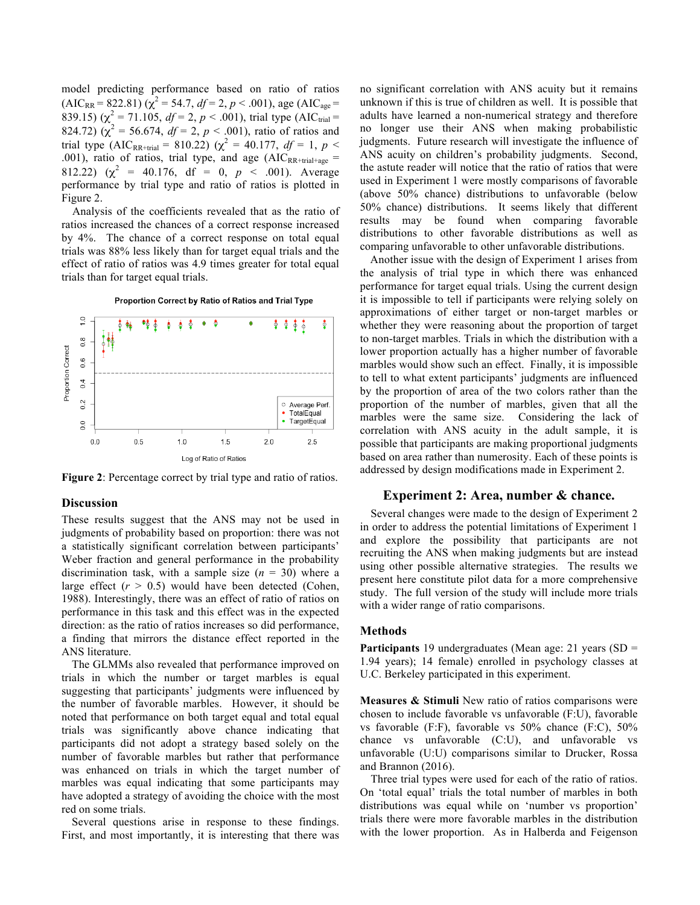model predicting performance based on ratio of ratios ($AIC_{RR} = 822.81$) ($\chi^2 = 54.7$, $df = 2$, $p < .001$), age ($AIC_{age} = 839.15$) ($\chi^2 = 71.105$, $df = 2$, $p < .001$), trial type ($AIC_{trial} = 824.72$) ($\chi^2 = 56.674$, $df = 2$, $p < .001$), ratio of ratios and trial type ($AIC_{RR+trial} = 810.22$) ($\chi^2 = 40.177$, $df = 1$, $p < .001$), ratio of ratios, trial type, and age ($AIC_{RR+trial+age} = 812.22$) ($\chi^2 = 40.176$, df = 0, $p < .001$). Average performance by trial type and ratio of ratios is plotted in Figure 2.

Analysis of the coefficients revealed that as the ratio of ratios increased the chances of a correct response increased by 4%. The chance of a correct response on total equal trials was 88% less likely than for target equal trials and the effect of ratio of ratios was 4.9 times greater for total equal trials than for target equal trials.

**Figure 2**: Percentage correct by trial type and ratio of ratios.

### Discussion

These results suggest that the ANS may not be used in judgments of probability based on proportion: there was not a statistically significant correlation between participants' Weber fraction and general performance in the probability discrimination task, with a sample size ($n = 30$) where a large effect ($r > 0.5$) would have been detected (Cohen, 1988). Interestingly, there was an effect of ratio of ratios on performance in this task and this effect was in the expected direction: as the ratio of ratios increases so did performance, a finding that mirrors the distance effect reported in the ANS literature.

The GLMMs also revealed that performance improved on trials in which the number or target marbles is equal suggesting that participants' judgments were influenced by the number of favorable marbles. However, it should be noted that performance on both target equal and total equal trials was significantly above chance indicating that participants did not adopt a strategy based solely on the number of favorable marbles but rather that performance was enhanced on trials in which the target number of marbles was equal indicating that some participants may have adopted a strategy of avoiding the choice with the most red on some trials.

Several questions arise in response to these findings. First, and most importantly, it is interesting that there was no significant correlation with ANS acuity but it remains unknown if this is true of children as well. It is possible that adults have learned a non-numerical strategy and therefore no longer use their ANS when making probabilistic judgments. Future research will investigate the influence of ANS acuity on children's probability judgments. Second, the astute reader will notice that the ratio of ratios that were used in Experiment 1 were mostly comparisons of favorable (above 50% chance) distributions to unfavorable (below 50% chance) distributions. It seems likely that different results may be found when comparing favorable distributions to other favorable distributions as well as comparing unfavorable to other unfavorable distributions.

Another issue with the design of Experiment 1 arises from the analysis of trial type in which there was enhanced performance for target equal trials. Using the current design it is impossible to tell if participants were relying solely on approximations of either target or non-target marbles or whether they were reasoning about the proportion of target to non-target marbles. Trials in which the distribution with a lower proportion actually has a higher number of favorable marbles would show such an effect. Finally, it is impossible to tell to what extent participants' judgments are influenced by the proportion of area of the two colors rather than the proportion of the number of marbles, given that all the marbles were the same size. Considering the lack of correlation with ANS acuity in the adult sample, it is possible that participants are making proportional judgments based on area rather than numerosity. Each of these points is addressed by design modifications made in Experiment 2.

## Experiment 2: Area, number & chance.

Several changes were made to the design of Experiment 2 in order to address the potential limitations of Experiment 1 and explore the possibility that participants are not recruiting the ANS when making judgments but are instead using other possible alternative strategies. The results we present here constitute pilot data for a more comprehensive study. The full version of the study will include more trials with a wider range of ratio comparisons.

### Methods

**Participants** 19 undergraduates (Mean age: 21 years (SD = 1.94 years); 14 female) enrolled in psychology classes at U.C. Berkeley participated in this experiment.

**Measures & Stimuli** New ratio of ratios comparisons were chosen to include favorable vs unfavorable (F:U), favorable vs favorable (F:F), favorable vs 50% chance (F:C), 50% chance vs unfavorable (C:U), and unfavorable vs unfavorable (U:U) comparisons similar to Drucker, Rossa and Brannon (2016).

Three trial types were used for each of the ratio of ratios. On 'total equal' trials the total number of marbles in both distributions was equal while on 'number vs proportion' trials there were more favorable marbles in the distribution with the lower proportion. As in Halberda and Feigenson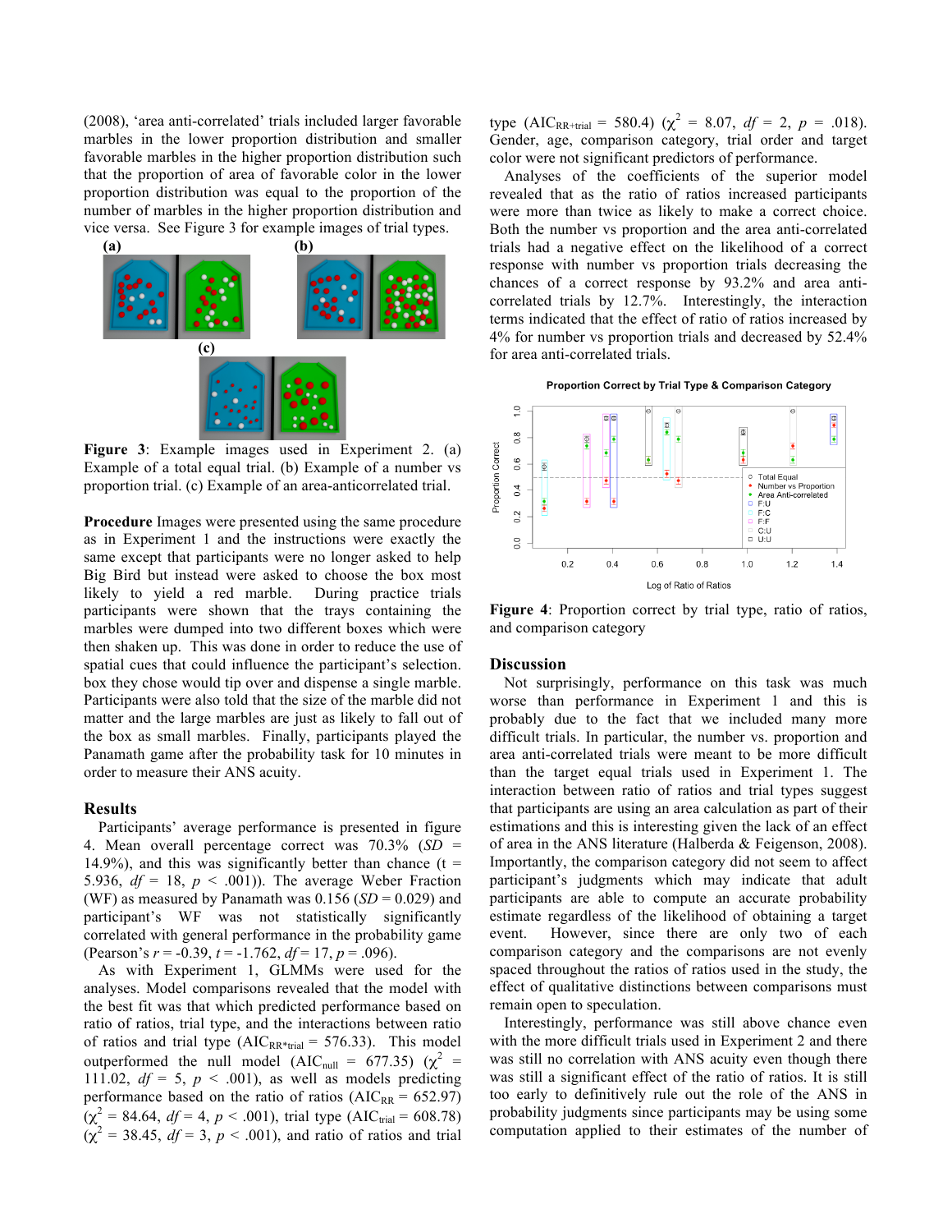(2008), 'area anti-correlated' trials included larger favorable marbles in the lower proportion distribution and smaller favorable marbles in the higher proportion distribution such that the proportion of area of favorable color in the lower proportion distribution was equal to the proportion of the number of marbles in the higher proportion distribution and vice versa. See Figure 3 for example images of trial types.

**Figure 3**: Example images used in Experiment 2. (a) Example of a total equal trial. (b) Example of a number vs proportion trial. (c) Example of an area-anticorrelated trial.

**Procedure** Images were presented using the same procedure as in Experiment 1 and the instructions were exactly the same except that participants were no longer asked to help Big Bird but instead were asked to choose the box most likely to yield a red marble. During practice trials participants were shown that the trays containing the marbles were dumped into two different boxes which were then shaken up. This was done in order to reduce the use of spatial cues that could influence the participant's selection. box they chose would tip over and dispense a single marble. Participants were also told that the size of the marble did not matter and the large marbles are just as likely to fall out of the box as small marbles. Finally, participants played the Panamath game after the probability task for 10 minutes in order to measure their ANS acuity.

### Results

Participants' average performance is presented in figure 4. Mean overall percentage correct was 70.3% (*SD* = 14.9%), and this was significantly better than chance ($t$ = 5.936, $df$ = 18, $p$ < .001)). The average Weber Fraction (WF) as measured by Panamath was 0.156 (*SD* = 0.029) and participant's WF was not statistically significantly correlated with general performance in the probability game (Pearson's $r$ = -0.39, $t$ = -1.762, $df$ = 17, $p$ = .096).

As with Experiment 1, GLMMs were used for the analyses. Model comparisons revealed that the model with the best fit was that which predicted performance based on ratio of ratios, trial type, and the interactions between ratio of ratios and trial type ($AIC_{RR*trial}$ = 576.33). This model outperformed the null model ($AIC_{null}$ = 677.35) ($\chi^2$ = 111.02, $df$ = 5, $p$ < .001), as well as models predicting performance based on the ratio of ratios ($AIC_{RR}$ = 652.97) ($\chi^2$ = 84.64, $df$ = 4, $p$ < .001), trial type ($AIC_{trial}$ = 608.78) ($\chi^2$ = 38.45, $df$ = 3, $p$ < .001), and ratio of ratios and trial type ($AIC_{RR+trial}$ = 580.4) ($\chi^2$ = 8.07, $df$ = 2, $p$ = .018). Gender, age, comparison category, trial order and target color were not significant predictors of performance.

Analyses of the coefficients of the superior model revealed that as the ratio of ratios increased participants were more than twice as likely to make a correct choice. Both the number vs proportion and the area anti-correlated trials had a negative effect on the likelihood of a correct response with number vs proportion trials decreasing the chances of a correct response by 93.2% and area anti-correlated trials by 12.7%. Interestingly, the interaction terms indicated that the effect of ratio of ratios increased by 4% for number vs proportion trials and decreased by 52.4% for area anti-correlated trials.

**Figure 4**: Proportion correct by trial type, ratio of ratios, and comparison category

### Discussion

Not surprisingly, performance on this task was much worse than performance in Experiment 1 and this is probably due to the fact that we included many more difficult trials. In particular, the number vs. proportion and area anti-correlated trials were meant to be more difficult than the target equal trials used in Experiment 1. The interaction between ratio of ratios and trial types suggest that participants are using an area calculation as part of their estimations and this is interesting given the lack of an effect of area in the ANS literature (Halberda & Feigenson, 2008). Importantly, the comparison category did not seem to affect participant's judgments which may indicate that adult participants are able to compute an accurate probability estimate regardless of the likelihood of obtaining a target event. However, since there are only two of each comparison category and the comparisons are not evenly spaced throughout the ratios of ratios used in the study, the effect of qualitative distinctions between comparisons must remain open to speculation.

Interestingly, performance was still above chance even with the more difficult trials used in Experiment 2 and there was still no correlation with ANS acuity even though there was still a significant effect of the ratio of ratios. It is still too early to definitively rule out the role of the ANS in probability judgments since participants may be using some computation applied to their estimates of the number of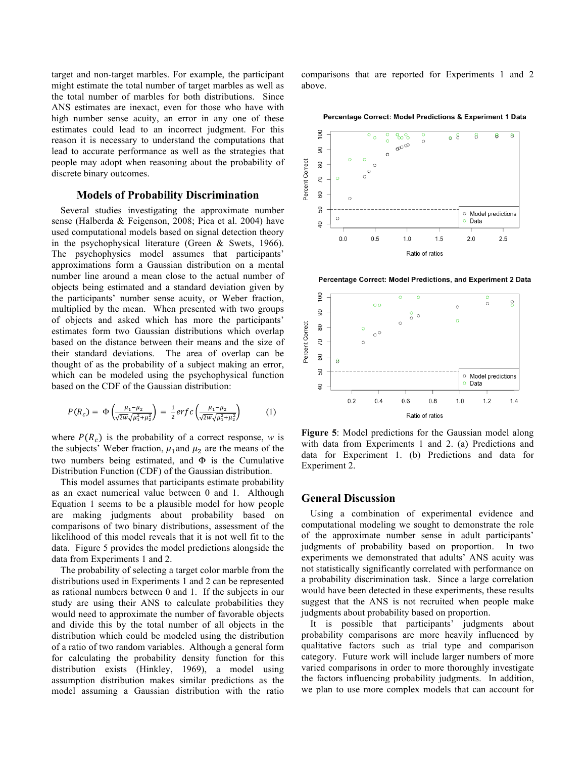target and non-target marbles. For example, the participant might estimate the total number of target marbles as well as the total number of marbles for both distributions. Since ANS estimates are inexact, even for those who have with high number sense acuity, an error in any one of these estimates could lead to an incorrect judgment. For this reason it is necessary to understand the computations that lead to accurate performance as well as the strategies that people may adopt when reasoning about the probability of discrete binary outcomes.

## Models of Probability Discrimination

Several studies investigating the approximate number sense (Halberda & Feigenson, 2008; Pica et al. 2004) have used computational models based on signal detection theory in the psychophysical literature (Green & Swets, 1966). The psychophysics model assumes that participants' approximations form a Gaussian distribution on a mental number line around a mean close to the actual number of objects being estimated and a standard deviation given by the participants' number sense acuity, or Weber fraction, multiplied by the mean. When presented with two groups of objects and asked which has more the participants' estimates form two Gaussian distributions which overlap based on the distance between their means and the size of their standard deviations. The area of overlap can be thought of as the probability of a subject making an error, which can be modeled using the psychophysical function based on the CDF of the Gaussian distribution:

$$P(R_c) = \Phi\left(\frac{\mu_1 - \mu_2}{\sqrt{2w}\sqrt{\mu_1^2 + \mu_2^2}}\right) = \frac{1}{2} erfc\left(\frac{\mu_1 - \mu_2}{\sqrt{2w}\sqrt{\mu_1^2 + \mu_2^2}}\right) \qquad (1)$$

where $P(R_c)$ is the probability of a correct response, $w$ is the subjects' Weber fraction, $\mu_1$ and $\mu_2$ are the means of the two numbers being estimated, and $\Phi$ is the Cumulative Distribution Function (CDF) of the Gaussian distribution.

This model assumes that participants estimate probability as an exact numerical value between 0 and 1. Although Equation 1 seems to be a plausible model for how people are making judgments about probability based on comparisons of two binary distributions, assessment of the likelihood of this model reveals that it is not well fit to the data. Figure 5 provides the model predictions alongside the data from Experiments 1 and 2.

The probability of selecting a target color marble from the distributions used in Experiments 1 and 2 can be represented as rational numbers between 0 and 1. If the subjects in our study are using their ANS to calculate probabilities they would need to approximate the number of favorable objects and divide this by the total number of all objects in the distribution which could be modeled using the distribution of a ratio of two random variables. Although a general form for calculating the probability density function for this distribution exists (Hinkley, 1969), a model using assumption distribution makes similar predictions as the model assuming a Gaussian distribution with the ratio comparisons that are reported for Experiments 1 and 2 above.

**Figure 5**: Model predictions for the Gaussian model along with data from Experiments 1 and 2. (a) Predictions and data for Experiment 1. (b) Predictions and data for Experiment 2.

## General Discussion

Using a combination of experimental evidence and computational modeling we sought to demonstrate the role of the approximate number sense in adult participants' judgments of probability based on proportion. In two experiments we demonstrated that adults' ANS acuity was not statistically significantly correlated with performance on a probability discrimination task. Since a large correlation would have been detected in these experiments, these results suggest that the ANS is not recruited when people make judgments about probability based on proportion.

It is possible that participants' judgments about probability comparisons are more heavily influenced by qualitative factors such as trial type and comparison category. Future work will include larger numbers of more varied comparisons in order to more thoroughly investigate the factors influencing probability judgments. In addition, we plan to use more complex models that can account for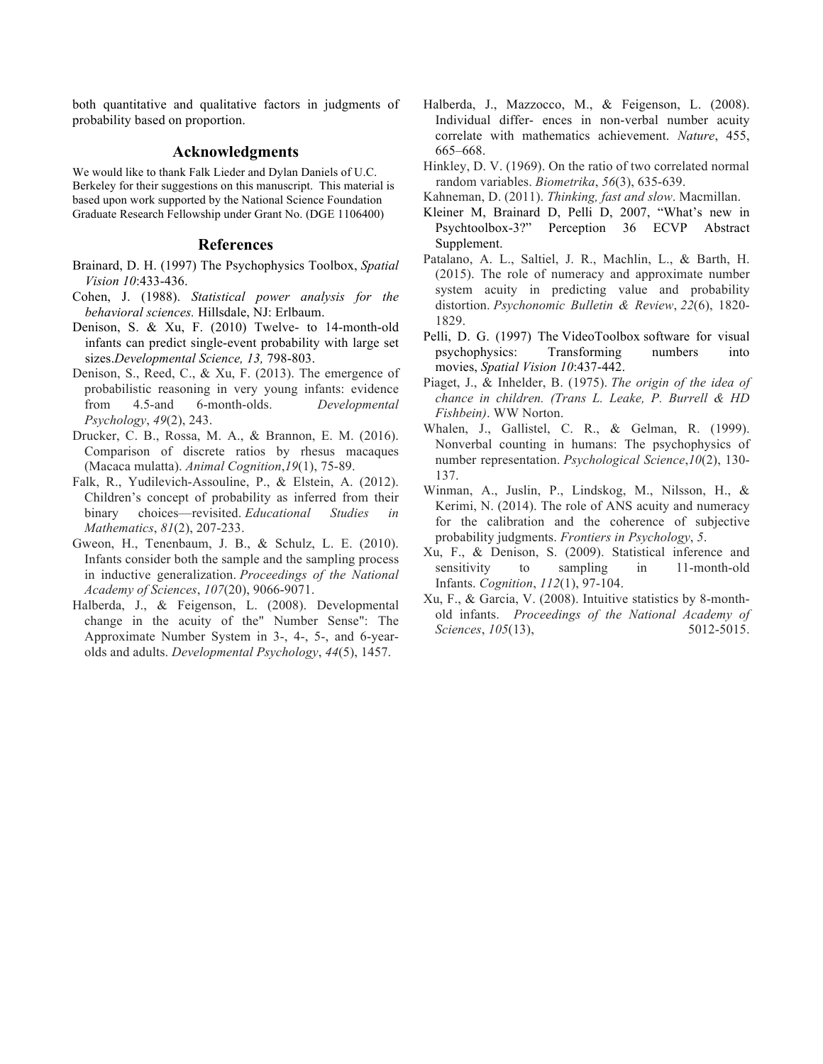both quantitative and qualitative factors in judgments of probability based on proportion.

## Acknowledgments

We would like to thank Falk Lieder and Dylan Daniels of U.C. Berkeley for their suggestions on this manuscript. This material is based upon work supported by the National Science Foundation Graduate Research Fellowship under Grant No. (DGE 1106400)

## References

Brainard, D. H. (1997) The Psychophysics Toolbox, *Spatial Vision 10*:433-436.

Cohen, J. (1988). *Statistical power analysis for the behavioral sciences.* Hillsdale, NJ: Erlbaum.

Denison, S. & Xu, F. (2010) Twelve- to 14-month-old infants can predict single-event probability with large set sizes.*Developmental Science, 13,* 798-803.

Denison, S., Reed, C., & Xu, F. (2013). The emergence of probabilistic reasoning in very young infants: evidence from 4.5-and 6-month-olds. *Developmental Psychology*, *49*(2), 243.

Drucker, C. B., Rossa, M. A., & Brannon, E. M. (2016). Comparison of discrete ratios by rhesus macaques (Macaca mulatta). *Animal Cognition*,*19*(1), 75-89.

Falk, R., Yudilevich-Assouline, P., & Elstein, A. (2012). Children's concept of probability as inferred from their binary choices—revisited. *Educational Studies in Mathematics*, *81*(2), 207-233.

Gweon, H., Tenenbaum, J. B., & Schulz, L. E. (2010). Infants consider both the sample and the sampling process in inductive generalization. *Proceedings of the National Academy of Sciences*, *107*(20), 9066-9071.

Halberda, J., & Feigenson, L. (2008). Developmental change in the acuity of the" Number Sense": The Approximate Number System in 3-, 4-, 5-, and 6-year-olds and adults. *Developmental Psychology*, *44*(5), 1457.

Halberda, J., Mazzocco, M., & Feigenson, L. (2008). Individual differ- ences in non-verbal number acuity correlate with mathematics achievement. *Nature*, 455, 665–668.

Hinkley, D. V. (1969). On the ratio of two correlated normal random variables. *Biometrika*, *56*(3), 635-639.

Kahneman, D. (2011). *Thinking, fast and slow*. Macmillan.

Kleiner M, Brainard D, Pelli D, 2007, "What's new in Psychtoolbox-3?" Perception 36 ECVP Abstract Supplement.

Patalano, A. L., Saltiel, J. R., Machlin, L., & Barth, H. (2015). The role of numeracy and approximate number system acuity in predicting value and probability distortion. *Psychonomic Bulletin & Review*, *22*(6), 1820-1829.

Pelli, D. G. (1997) The VideoToolbox software for visual psychophysics: Transforming numbers into movies, *Spatial Vision 10*:437-442.

Piaget, J., & Inhelder, B. (1975). *The origin of the idea of chance in children. (Trans L. Leake, P. Burrell & HD Fishbein)*. WW Norton.

Whalen, J., Gallistel, C. R., & Gelman, R. (1999). Nonverbal counting in humans: The psychophysics of number representation. *Psychological Science*,*10*(2), 130-137.

Winman, A., Juslin, P., Lindskog, M., Nilsson, H., & Kerimi, N. (2014). The role of ANS acuity and numeracy for the calibration and the coherence of subjective probability judgments. *Frontiers in Psychology*, *5*.

Xu, F., & Denison, S. (2009). Statistical inference and sensitivity to sampling in 11-month-old Infants. *Cognition*, *112*(1), 97-104.

Xu, F., & Garcia, V. (2008). Intuitive statistics by 8-month-old infants. *Proceedings of the National Academy of Sciences*, *105*(13), 5012-5015.